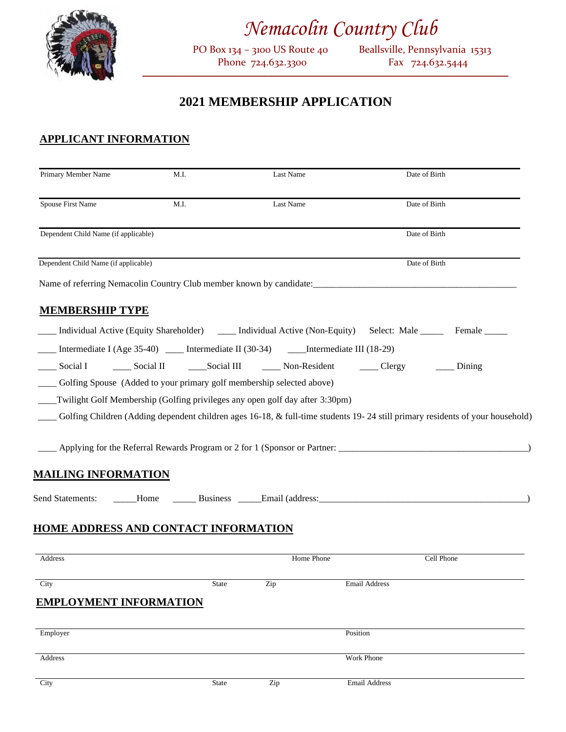# Nemacolin Country Club

PO Box 134 – 3100 US Route 40 Beallsville, Pennsylvania 15313
Phone 724.632.3300 Fax 724.632.5444

## 2021 MEMBERSHIP APPLICATION

### APPLICANT INFORMATION

| Primary Member Name | M.I. | Last Name | Date of Birth |
|---|---|---|---|
| Spouse First Name | M.I. | Last Name | Date of Birth |
| Dependent Child Name (if applicable) | | | Date of Birth |
| Dependent Child Name (if applicable) | | | Date of Birth |

Name of referring Nemacolin Country Club member known by candidate:_____________________________________________

### MEMBERSHIP TYPE

____ Individual Active (Equity Shareholder) ____ Individual Active (Non-Equity) Select: Male _____ Female _____

____ Intermediate I (Age 35-40) ____ Intermediate II (30-34) ____Intermediate III (18-29)

____ Social I ____ Social II ____Social III ____ Non-Resident ____ Clergy ____ Dining

____ Golfing Spouse (Added to your primary golf membership selected above)

____Twilight Golf Membership (Golfing privileges any open golf day after 3:30pm)

____ Golfing Children (Adding dependent children ages 16-18, & full-time students 19- 24 still primary residents of your household)

____ Applying for the Referral Rewards Program or 2 for 1 (Sponsor or Partner: __________________________________________)

### MAILING INFORMATION

Send Statements: _____Home _____ Business _____Email (address:_______________________________________________)

### HOME ADDRESS AND CONTACT INFORMATION

| Address | | | Home Phone | Cell Phone |
|---|---|---|---|---|
| City | State | Zip | Email Address | |

### EMPLOYMENT INFORMATION

| Employer | | | Position |
|---|---|---|---|
| Address | | | Work Phone |
| City | State | Zip | Email Address |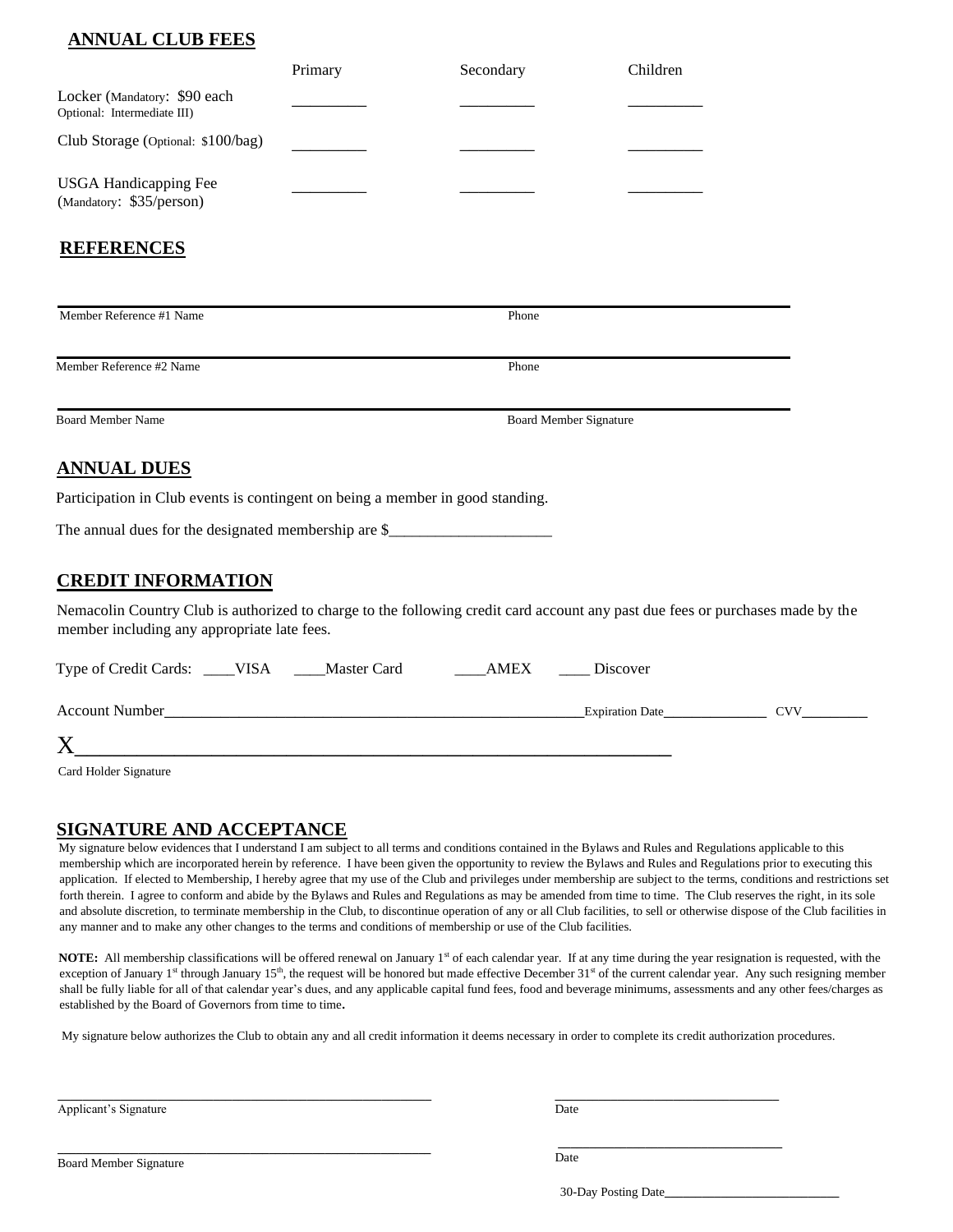## ANNUAL CLUB FEES

| | Primary | Secondary | Children |
|---|---|---|---|
| Locker (Mandatory: $90 each Optional: Intermediate III) | _________ | _________ | _________ |
| Club Storage (Optional: $100/bag) | _________ | _________ | _________ |
| USGA Handicapping Fee (Mandatory: $35/person) | _________ | _________ | _________ |

## REFERENCES

Member Reference #1 Name ______________________ Phone ______________________

Member Reference #2 Name ______________________ Phone ______________________

Board Member Name ______________________ Board Member Signature ______________________

## ANNUAL DUES

Participation in Club events is contingent on being a member in good standing.

The annual dues for the designated membership are $____________________

## CREDIT INFORMATION

Nemacolin Country Club is authorized to charge to the following credit card account any past due fees or purchases made by the member including any appropriate late fees.

Type of Credit Cards: ____VISA ____Master Card ____AMEX ____ Discover

Account Number________________________________________________________ Expiration Date_______________ CVV_________

X_______________________________________________________________

Card Holder Signature

## SIGNATURE AND ACCEPTANCE

My signature below evidences that I understand I am subject to all terms and conditions contained in the Bylaws and Rules and Regulations applicable to this membership which are incorporated herein by reference. I have been given the opportunity to review the Bylaws and Rules and Regulations prior to executing this application. If elected to Membership, I hereby agree that my use of the Club and privileges under membership are subject to the terms, conditions and restrictions set forth therein. I agree to conform and abide by the Bylaws and Rules and Regulations as may be amended from time to time. The Club reserves the right, in its sole and absolute discretion, to terminate membership in the Club, to discontinue operation of any or all Club facilities, to sell or otherwise dispose of the Club facilities in any manner and to make any other changes to the terms and conditions of membership or use of the Club facilities.

**NOTE:** All membership classifications will be offered renewal on January 1st of each calendar year. If at any time during the year resignation is requested, with the exception of January 1st through January 15th, the request will be honored but made effective December 31st of the current calendar year. Any such resigning member shall be fully liable for all of that calendar year's dues, and any applicable capital fund fees, food and beverage minimums, assessments and any other fees/charges as established by the Board of Governors from time to time**.**

My signature below authorizes the Club to obtain any and all credit information it deems necessary in order to complete its credit authorization procedures.

_____________________________________________ _______________________________

Applicant's Signature Date

_____________________________________________ _______________________________

Board Member Signature Date

30-Day Posting Date___________________________